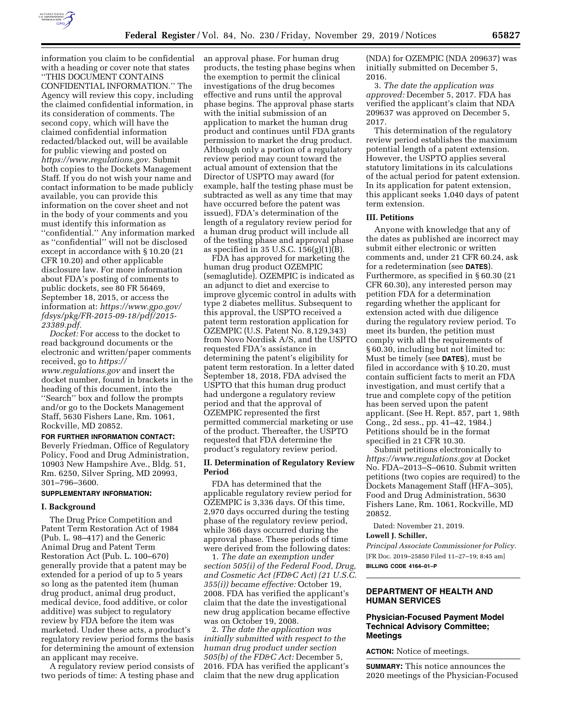information you claim to be confidential with a heading or cover note that states ''THIS DOCUMENT CONTAINS CONFIDENTIAL INFORMATION.'' The Agency will review this copy, including the claimed confidential information, in its consideration of comments. The second copy, which will have the claimed confidential information redacted/blacked out, will be available for public viewing and posted on *https://www.regulations.gov.* Submit both copies to the Dockets Management Staff. If you do not wish your name and contact information to be made publicly available, you can provide this information on the cover sheet and not in the body of your comments and you must identify this information as ''confidential.'' Any information marked as ''confidential'' will not be disclosed except in accordance with § 10.20 (21 CFR 10.20) and other applicable disclosure law. For more information about FDA's posting of comments to public dockets, see 80 FR 56469, September 18, 2015, or access the information at: *https://www.gpo.gov/fdsys/pkg/FR-2015-09-18/pdf/2015-23389.pdf.*

*Docket:* For access to the docket to read background documents or the electronic and written/paper comments received, go to *https://www.regulations.gov* and insert the docket number, found in brackets in the heading of this document, into the ''Search'' box and follow the prompts and/or go to the Dockets Management Staff, 5630 Fishers Lane, Rm. 1061, Rockville, MD 20852.

**FOR FURTHER INFORMATION CONTACT:** Beverly Friedman, Office of Regulatory Policy, Food and Drug Administration, 10903 New Hampshire Ave., Bldg. 51, Rm. 6250, Silver Spring, MD 20993, 301–796–3600.

**SUPPLEMENTARY INFORMATION:**

### I. Background

The Drug Price Competition and Patent Term Restoration Act of 1984 (Pub. L. 98–417) and the Generic Animal Drug and Patent Term Restoration Act (Pub. L. 100–670) generally provide that a patent may be extended for a period of up to 5 years so long as the patented item (human drug product, animal drug product, medical device, food additive, or color additive) was subject to regulatory review by FDA before the item was marketed. Under these acts, a product's regulatory review period forms the basis for determining the amount of extension an applicant may receive.

A regulatory review period consists of two periods of time: A testing phase and an approval phase. For human drug products, the testing phase begins when the exemption to permit the clinical investigations of the drug becomes effective and runs until the approval phase begins. The approval phase starts with the initial submission of an application to market the human drug product and continues until FDA grants permission to market the drug product. Although only a portion of a regulatory review period may count toward the actual amount of extension that the Director of USPTO may award (for example, half the testing phase must be subtracted as well as any time that may have occurred before the patent was issued), FDA's determination of the length of a regulatory review period for a human drug product will include all of the testing phase and approval phase as specified in 35 U.S.C. 156(g)(1)(B).

FDA has approved for marketing the human drug product OZEMPIC (semaglutide). OZEMPIC is indicated as an adjunct to diet and exercise to improve glycemic control in adults with type 2 diabetes mellitus. Subsequent to this approval, the USPTO received a patent term restoration application for OZEMPIC (U.S. Patent No. 8,129,343) from Novo Nordisk A/S, and the USPTO requested FDA's assistance in determining the patent's eligibility for patent term restoration. In a letter dated September 18, 2018, FDA advised the USPTO that this human drug product had undergone a regulatory review period and that the approval of OZEMPIC represented the first permitted commercial marketing or use of the product. Thereafter, the USPTO requested that FDA determine the product's regulatory review period.

### II. Determination of Regulatory Review Period

FDA has determined that the applicable regulatory review period for OZEMPIC is 3,336 days. Of this time, 2,970 days occurred during the testing phase of the regulatory review period, while 366 days occurred during the approval phase. These periods of time were derived from the following dates:

1. *The date an exemption under section 505(i) of the Federal Food, Drug, and Cosmetic Act (FD&C Act) (21 U.S.C. 355(i)) became effective:* October 19, 2008. FDA has verified the applicant's claim that the date the investigational new drug application became effective was on October 19, 2008.

2. *The date the application was initially submitted with respect to the human drug product under section 505(b) of the FD&C Act:* December 5, 2016. FDA has verified the applicant's claim that the new drug application (NDA) for OZEMPIC (NDA 209637) was initially submitted on December 5, 2016.

3. *The date the application was approved:* December 5, 2017. FDA has verified the applicant's claim that NDA 209637 was approved on December 5, 2017.

This determination of the regulatory review period establishes the maximum potential length of a patent extension. However, the USPTO applies several statutory limitations in its calculations of the actual period for patent extension. In its application for patent extension, this applicant seeks 1,040 days of patent term extension.

### III. Petitions

Anyone with knowledge that any of the dates as published are incorrect may submit either electronic or written comments and, under 21 CFR 60.24, ask for a redetermination (see **DATES**). Furthermore, as specified in § 60.30 (21 CFR 60.30), any interested person may petition FDA for a determination regarding whether the applicant for extension acted with due diligence during the regulatory review period. To meet its burden, the petition must comply with all the requirements of § 60.30, including but not limited to: Must be timely (see **DATES**), must be filed in accordance with § 10.20, must contain sufficient facts to merit an FDA investigation, and must certify that a true and complete copy of the petition has been served upon the patent applicant. (See H. Rept. 857, part 1, 98th Cong., 2d sess., pp. 41–42, 1984.) Petitions should be in the format specified in 21 CFR 10.30.

Submit petitions electronically to *https://www.regulations.gov* at Docket No. FDA–2013–S–0610. Submit written petitions (two copies are required) to the Dockets Management Staff (HFA–305), Food and Drug Administration, 5630 Fishers Lane, Rm. 1061, Rockville, MD 20852.

Dated: November 21, 2019.

**Lowell J. Schiller,**

*Principal Associate Commissioner for Policy.*

[FR Doc. 2019–25850 Filed 11–27–19; 8:45 am]

**BILLING CODE 4164–01–P**

## DEPARTMENT OF HEALTH AND HUMAN SERVICES

### Physician-Focused Payment Model Technical Advisory Committee; Meetings

**ACTION:** Notice of meetings.

**SUMMARY:** This notice announces the 2020 meetings of the Physician-Focused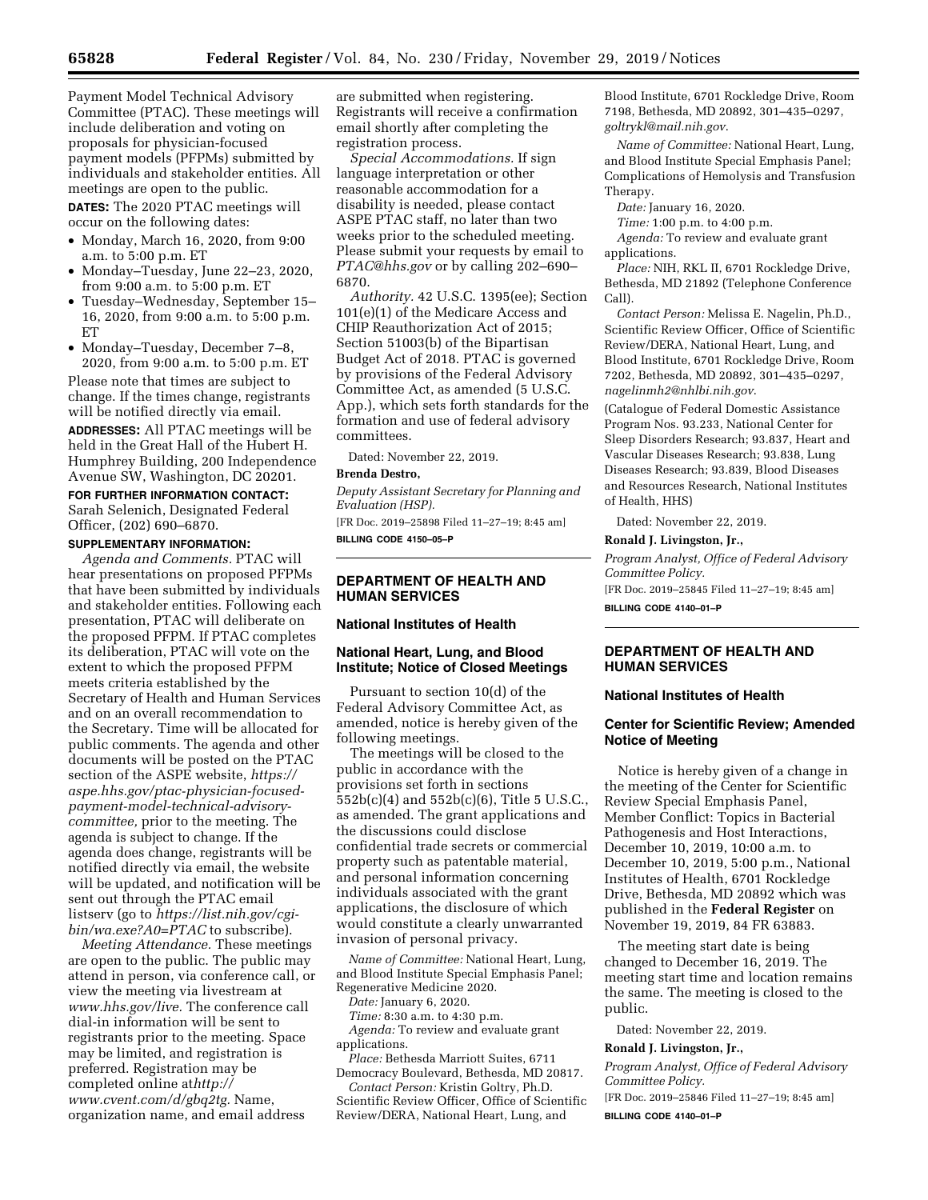Payment Model Technical Advisory Committee (PTAC). These meetings will include deliberation and voting on proposals for physician-focused payment models (PFPMs) submitted by individuals and stakeholder entities. All meetings are open to the public.

**DATES:** The 2020 PTAC meetings will occur on the following dates:

- Monday, March 16, 2020, from 9:00 a.m. to 5:00 p.m. ET
- Monday–Tuesday, June 22–23, 2020, from 9:00 a.m. to 5:00 p.m. ET
- Tuesday–Wednesday, September 15–16, 2020, from 9:00 a.m. to 5:00 p.m. ET
- Monday–Tuesday, December 7–8, 2020, from 9:00 a.m. to 5:00 p.m. ET

Please note that times are subject to change. If the times change, registrants will be notified directly via email.

**ADDRESSES:** All PTAC meetings will be held in the Great Hall of the Hubert H. Humphrey Building, 200 Independence Avenue SW, Washington, DC 20201.

**FOR FURTHER INFORMATION CONTACT:** Sarah Selenich, Designated Federal Officer, (202) 690–6870.

**SUPPLEMENTARY INFORMATION:**

*Agenda and Comments.* PTAC will hear presentations on proposed PFPMs that have been submitted by individuals and stakeholder entities. Following each presentation, PTAC will deliberate on the proposed PFPM. If PTAC completes its deliberation, PTAC will vote on the extent to which the proposed PFPM meets criteria established by the Secretary of Health and Human Services and on an overall recommendation to the Secretary. Time will be allocated for public comments. The agenda and other documents will be posted on the PTAC section of the ASPE website, *https://aspe.hhs.gov/ptac-physician-focused-payment-model-technical-advisory-committee,* prior to the meeting. The agenda is subject to change. If the agenda does change, registrants will be notified directly via email, the website will be updated, and notification will be sent out through the PTAC email listserv (go to *https://list.nih.gov/cgi-bin/wa.exe?A0=PTAC* to subscribe).

*Meeting Attendance.* These meetings are open to the public. The public may attend in person, via conference call, or view the meeting via livestream at *www.hhs.gov/live.* The conference call dial-in information will be sent to registrants prior to the meeting. Space may be limited, and registration is preferred. Registration may be completed online at*http://www.cvent.com/d/gbq2tg.* Name, organization name, and email address are submitted when registering. Registrants will receive a confirmation email shortly after completing the registration process.

*Special Accommodations.* If sign language interpretation or other reasonable accommodation for a disability is needed, please contact ASPE PTAC staff, no later than two weeks prior to the scheduled meeting. Please submit your requests by email to *PTAC@hhs.gov* or by calling 202–690–6870.

*Authority.* 42 U.S.C. 1395(ee); Section 101(e)(1) of the Medicare Access and CHIP Reauthorization Act of 2015; Section 51003(b) of the Bipartisan Budget Act of 2018. PTAC is governed by provisions of the Federal Advisory Committee Act, as amended (5 U.S.C. App.), which sets forth standards for the formation and use of federal advisory committees.

Dated: November 22, 2019.

**Brenda Destro,**

*Deputy Assistant Secretary for Planning and Evaluation (HSP).*

[FR Doc. 2019–25898 Filed 11–27–19; 8:45 am]

**BILLING CODE 4150–05–P**

## DEPARTMENT OF HEALTH AND HUMAN SERVICES

### National Institutes of Health

### National Heart, Lung, and Blood Institute; Notice of Closed Meetings

Pursuant to section 10(d) of the Federal Advisory Committee Act, as amended, notice is hereby given of the following meetings.

The meetings will be closed to the public in accordance with the provisions set forth in sections 552b(c)(4) and 552b(c)(6), Title 5 U.S.C., as amended. The grant applications and the discussions could disclose confidential trade secrets or commercial property such as patentable material, and personal information concerning individuals associated with the grant applications, the disclosure of which would constitute a clearly unwarranted invasion of personal privacy.

*Name of Committee:* National Heart, Lung, and Blood Institute Special Emphasis Panel; Regenerative Medicine 2020.

*Date:* January 6, 2020.

*Time:* 8:30 a.m. to 4:30 p.m.

*Agenda:* To review and evaluate grant applications.

*Place:* Bethesda Marriott Suites, 6711 Democracy Boulevard, Bethesda, MD 20817.

*Contact Person:* Kristin Goltry, Ph.D. Scientific Review Officer, Office of Scientific Review/DERA, National Heart, Lung, and Blood Institute, 6701 Rockledge Drive, Room 7198, Bethesda, MD 20892, 301–435–0297, *goltrykl@mail.nih.gov.*

*Name of Committee:* National Heart, Lung, and Blood Institute Special Emphasis Panel; Complications of Hemolysis and Transfusion Therapy.

*Date:* January 16, 2020.

*Time:* 1:00 p.m. to 4:00 p.m.

*Agenda:* To review and evaluate grant applications.

*Place:* NIH, RKL II, 6701 Rockledge Drive, Bethesda, MD 21892 (Telephone Conference Call).

*Contact Person:* Melissa E. Nagelin, Ph.D., Scientific Review Officer, Office of Scientific Review/DERA, National Heart, Lung, and Blood Institute, 6701 Rockledge Drive, Room 7202, Bethesda, MD 20892, 301–435–0297, *nagelinmh2@nhlbi.nih.gov.*

(Catalogue of Federal Domestic Assistance Program Nos. 93.233, National Center for Sleep Disorders Research; 93.837, Heart and Vascular Diseases Research; 93.838, Lung Diseases Research; 93.839, Blood Diseases and Resources Research, National Institutes of Health, HHS)

Dated: November 22, 2019.

**Ronald J. Livingston, Jr.,**

*Program Analyst, Office of Federal Advisory Committee Policy.*

[FR Doc. 2019–25845 Filed 11–27–19; 8:45 am]

**BILLING CODE 4140–01–P**

## DEPARTMENT OF HEALTH AND HUMAN SERVICES

### National Institutes of Health

### Center for Scientific Review; Amended Notice of Meeting

Notice is hereby given of a change in the meeting of the Center for Scientific Review Special Emphasis Panel, Member Conflict: Topics in Bacterial Pathogenesis and Host Interactions, December 10, 2019, 10:00 a.m. to December 10, 2019, 5:00 p.m., National Institutes of Health, 6701 Rockledge Drive, Bethesda, MD 20892 which was published in the **Federal Register** on November 19, 2019, 84 FR 63883.

The meeting start date is being changed to December 16, 2019. The meeting start time and location remains the same. The meeting is closed to the public.

Dated: November 22, 2019.

**Ronald J. Livingston, Jr.,**

*Program Analyst, Office of Federal Advisory Committee Policy.*

[FR Doc. 2019–25846 Filed 11–27–19; 8:45 am]

**BILLING CODE 4140–01–P**